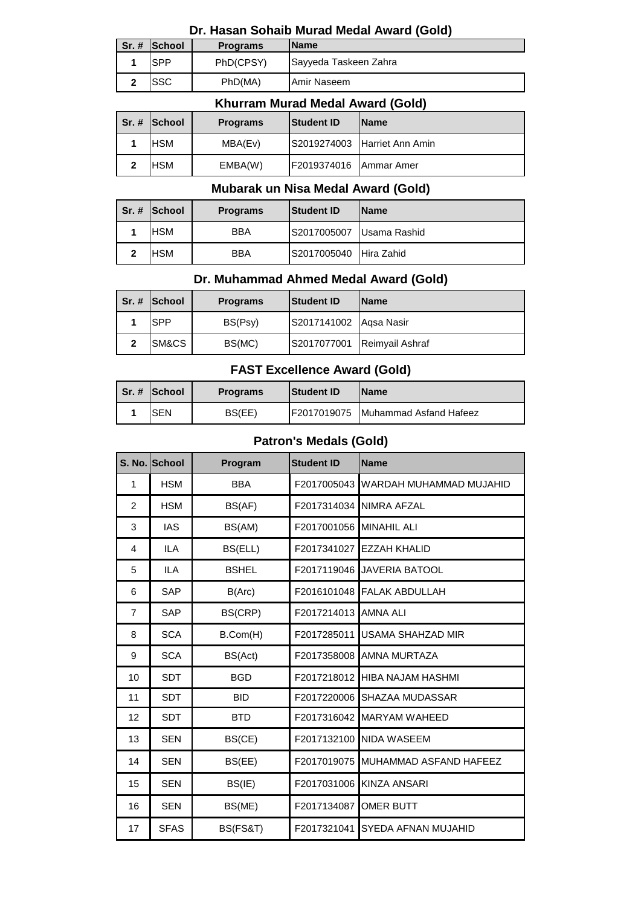## Dr. Hasan Sohaib Murad Medal Award (Gold)

| Sr. # | School | Programs | Name |
|---|---|---|---|
| 1 | SPP | PhD(CPSY) | Sayyeda Taskeen Zahra |
| 2 | SSC | PhD(MA) | Amir Naseem |

## Khurram Murad Medal Award (Gold)

| Sr. # | School | Programs | Student ID | Name |
|---|---|---|---|---|
| 1 | HSM | MBA(Ev) | S2019274003 | Harriet Ann Amin |
| 2 | HSM | EMBA(W) | F2019374016 | Ammar Amer |

## Mubarak un Nisa Medal Award (Gold)

| Sr. # | School | Programs | Student ID | Name |
|---|---|---|---|---|
| 1 | HSM | BBA | S2017005007 | Usama Rashid |
| 2 | HSM | BBA | S2017005040 | Hira Zahid |

## Dr. Muhammad Ahmed Medal Award (Gold)

| Sr. # | School | Programs | Student ID | Name |
|---|---|---|---|---|
| 1 | SPP | BS(Psy) | S2017141002 | Aqsa Nasir |
| 2 | SM&CS | BS(MC) | S2017077001 | Reimyail Ashraf |

## FAST Excellence Award (Gold)

| Sr. # | School | Programs | Student ID | Name |
|---|---|---|---|---|
| 1 | SEN | BS(EE) | F2017019075 | Muhammad Asfand Hafeez |

## Patron's Medals (Gold)

| S. No. | School | Program | Student ID | Name |
|---|---|---|---|---|
| 1 | HSM | BBA | F2017005043 | WARDAH MUHAMMAD MUJAHID |
| 2 | HSM | BS(AF) | F2017314034 | NIMRA AFZAL |
| 3 | IAS | BS(AM) | F2017001056 | MINAHIL ALI |
| 4 | ILA | BS(ELL) | F2017341027 | EZZAH KHALID |
| 5 | ILA | BSHEL | F2017119046 | JAVERIA BATOOL |
| 6 | SAP | B(Arc) | F2016101048 | FALAK ABDULLAH |
| 7 | SAP | BS(CRP) | F2017214013 | AMNA ALI |
| 8 | SCA | B.Com(H) | F2017285011 | USAMA SHAHZAD MIR |
| 9 | SCA | BS(Act) | F2017358008 | AMNA MURTAZA |
| 10 | SDT | BGD | F2017218012 | HIBA NAJAM HASHMI |
| 11 | SDT | BID | F2017220006 | SHAZAA MUDASSAR |
| 12 | SDT | BTD | F2017316042 | MARYAM WAHEED |
| 13 | SEN | BS(CE) | F2017132100 | NIDA WASEEM |
| 14 | SEN | BS(EE) | F2017019075 | MUHAMMAD ASFAND HAFEEZ |
| 15 | SEN | BS(IE) | F2017031006 | KINZA ANSARI |
| 16 | SEN | BS(ME) | F2017134087 | OMER BUTT |
| 17 | SFAS | BS(FS&T) | F2017321041 | SYEDA AFNAN MUJAHID |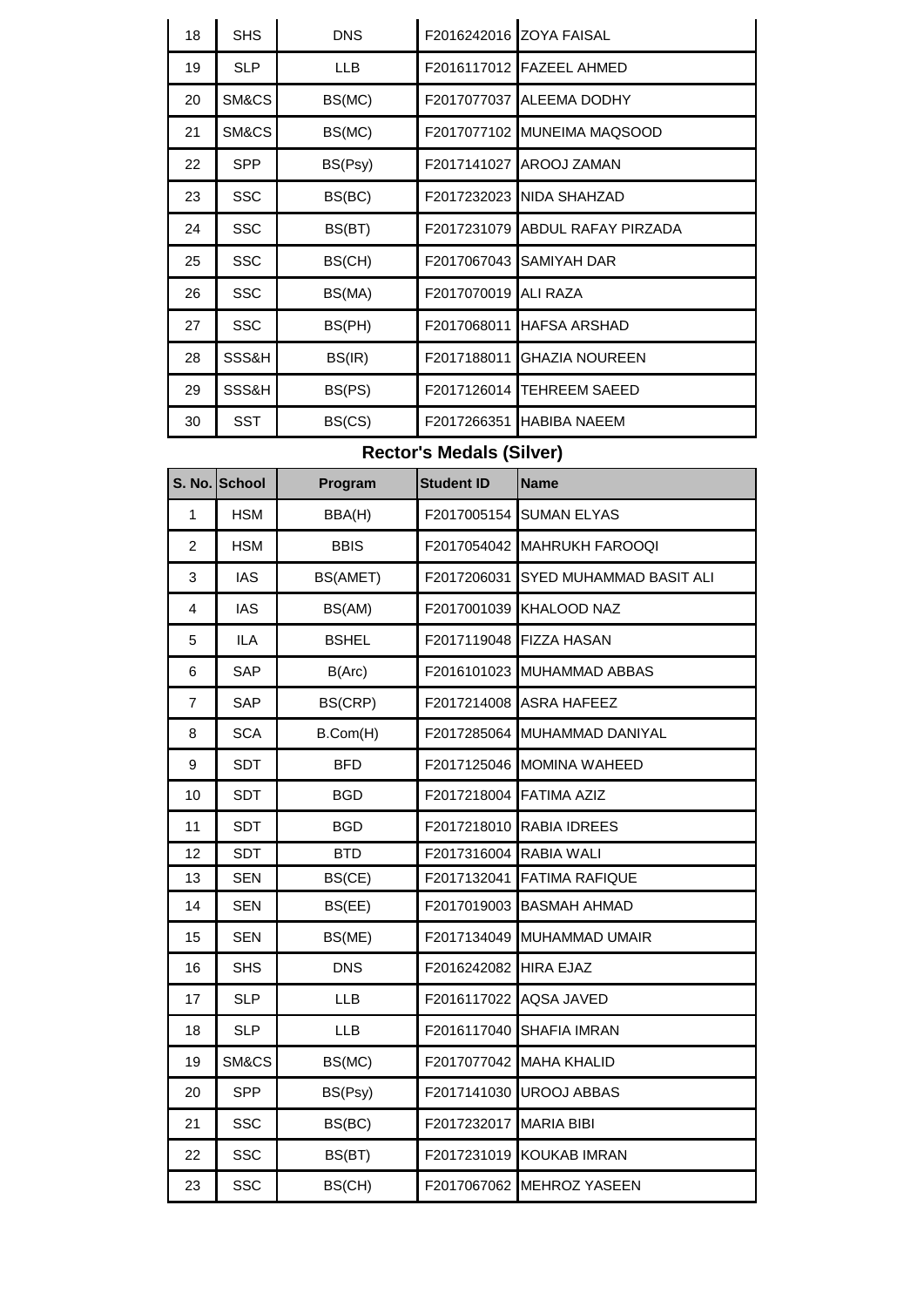| S. No. | School | Program | Student ID | Name |
|---|---|---|---|---|
| 18 | SHS | DNS | F2016242016 | ZOYA FAISAL |
| 19 | SLP | LLB | F2016117012 | FAZEEL AHMED |
| 20 | SM&CS | BS(MC) | F2017077037 | ALEEMA DODHY |
| 21 | SM&CS | BS(MC) | F2017077102 | MUNEIMA MAQSOOD |
| 22 | SPP | BS(Psy) | F2017141027 | AROOJ ZAMAN |
| 23 | SSC | BS(BC) | F2017232023 | NIDA SHAHZAD |
| 24 | SSC | BS(BT) | F2017231079 | ABDUL RAFAY PIRZADA |
| 25 | SSC | BS(CH) | F2017067043 | SAMIYAH DAR |
| 26 | SSC | BS(MA) | F2017070019 | ALI RAZA |
| 27 | SSC | BS(PH) | F2017068011 | HAFSA ARSHAD |
| 28 | SSS&H | BS(IR) | F2017188011 | GHAZIA NOUREEN |
| 29 | SSS&H | BS(PS) | F2017126014 | TEHREEM SAEED |
| 30 | SST | BS(CS) | F2017266351 | HABIBA NAEEM |

## Rector's Medals (Silver)

| S. No. | School | Program | Student ID | Name |
|---|---|---|---|---|
| 1 | HSM | BBA(H) | F2017005154 | SUMAN ELYAS |
| 2 | HSM | BBIS | F2017054042 | MAHRUKH FAROOQI |
| 3 | IAS | BS(AMET) | F2017206031 | SYED MUHAMMAD BASIT ALI |
| 4 | IAS | BS(AM) | F2017001039 | KHALOOD NAZ |
| 5 | ILA | BSHEL | F2017119048 | FIZZA HASAN |
| 6 | SAP | B(Arc) | F2016101023 | MUHAMMAD ABBAS |
| 7 | SAP | BS(CRP) | F2017214008 | ASRA HAFEEZ |
| 8 | SCA | B.Com(H) | F2017285064 | MUHAMMAD DANIYAL |
| 9 | SDT | BFD | F2017125046 | MOMINA WAHEED |
| 10 | SDT | BGD | F2017218004 | FATIMA AZIZ |
| 11 | SDT | BGD | F2017218010 | RABIA IDREES |
| 12 | SDT | BTD | F2017316004 | RABIA WALI |
| 13 | SEN | BS(CE) | F2017132041 | FATIMA RAFIQUE |
| 14 | SEN | BS(EE) | F2017019003 | BASMAH AHMAD |
| 15 | SEN | BS(ME) | F2017134049 | MUHAMMAD UMAIR |
| 16 | SHS | DNS | F2016242082 | HIRA EJAZ |
| 17 | SLP | LLB | F2016117022 | AQSA JAVED |
| 18 | SLP | LLB | F2016117040 | SHAFIA IMRAN |
| 19 | SM&CS | BS(MC) | F2017077042 | MAHA KHALID |
| 20 | SPP | BS(Psy) | F2017141030 | UROOJ ABBAS |
| 21 | SSC | BS(BC) | F2017232017 | MARIA BIBI |
| 22 | SSC | BS(BT) | F2017231019 | KOUKAB IMRAN |
| 23 | SSC | BS(CH) | F2017067062 | MEHROZ YASEEN |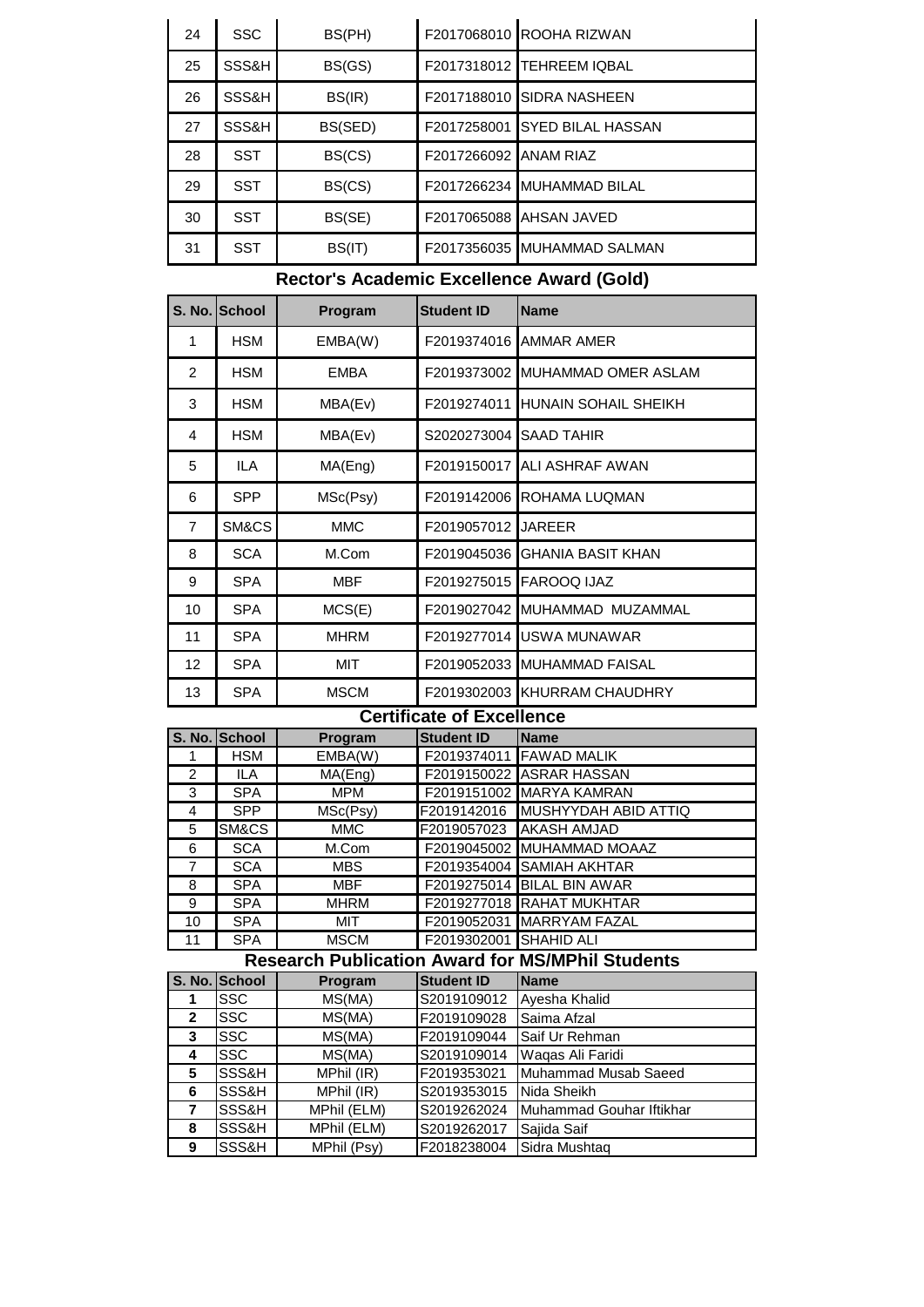| 24 | SSC | BS(PH) | F2017068010 | ROOHA RIZWAN |
|---|---|---|---|---|
| 25 | SSS&H | BS(GS) | F2017318012 | TEHREEM IQBAL |
| 26 | SSS&H | BS(IR) | F2017188010 | SIDRA NASHEEN |
| 27 | SSS&H | BS(SED) | F2017258001 | SYED BILAL HASSAN |
| 28 | SST | BS(CS) | F2017266092 | ANAM RIAZ |
| 29 | SST | BS(CS) | F2017266234 | MUHAMMAD BILAL |
| 30 | SST | BS(SE) | F2017065088 | AHSAN JAVED |
| 31 | SST | BS(IT) | F2017356035 | MUHAMMAD SALMAN |

## Rector's Academic Excellence Award (Gold)

| S. No. | School | Program | Student ID | Name |
|---|---|---|---|---|
| 1 | HSM | EMBA(W) | F2019374016 | AMMAR AMER |
| 2 | HSM | EMBA | F2019373002 | MUHAMMAD OMER ASLAM |
| 3 | HSM | MBA(Ev) | F2019274011 | HUNAIN SOHAIL SHEIKH |
| 4 | HSM | MBA(Ev) | S2020273004 | SAAD TAHIR |
| 5 | ILA | MA(Eng) | F2019150017 | ALI ASHRAF AWAN |
| 6 | SPP | MSc(Psy) | F2019142006 | ROHAMA LUQMAN |
| 7 | SM&CS | MMC | F2019057012 | JAREER |
| 8 | SCA | M.Com | F2019045036 | GHANIA BASIT KHAN |
| 9 | SPA | MBF | F2019275015 | FAROOQ IJAZ |
| 10 | SPA | MCS(E) | F2019027042 | MUHAMMAD MUZAMMAL |
| 11 | SPA | MHRM | F2019277014 | USWA MUNAWAR |
| 12 | SPA | MIT | F2019052033 | MUHAMMAD FAISAL |
| 13 | SPA | MSCM | F2019302003 | KHURRAM CHAUDHRY |

## Certificate of Excellence

| S. No. | School | Program | Student ID | Name |
|---|---|---|---|---|
| 1 | HSM | EMBA(W) | F2019374011 | FAWAD MALIK |
| 2 | ILA | MA(Eng) | F2019150022 | ASRAR HASSAN |
| 3 | SPA | MPM | F2019151002 | MARYA KAMRAN |
| 4 | SPP | MSc(Psy) | F2019142016 | MUSHYYDAH ABID ATTIQ |
| 5 | SM&CS | MMC | F2019057023 | AKASH AMJAD |
| 6 | SCA | M.Com | F2019045002 | MUHAMMAD MOAAZ |
| 7 | SCA | MBS | F2019354004 | SAMIAH AKHTAR |
| 8 | SPA | MBF | F2019275014 | BILAL BIN AWAR |
| 9 | SPA | MHRM | F2019277018 | RAHAT MUKHTAR |
| 10 | SPA | MIT | F2019052031 | MARRYAM FAZAL |
| 11 | SPA | MSCM | F2019302001 | SHAHID ALI |

## Research Publication Award for MS/MPhil Students

| S. No. | School | Program | Student ID | Name |
|---|---|---|---|---|
| **1** | SSC | MS(MA) | S2019109012 | Ayesha Khalid |
| **2** | SSC | MS(MA) | F2019109028 | Saima Afzal |
| **3** | SSC | MS(MA) | F2019109044 | Saif Ur Rehman |
| **4** | SSC | MS(MA) | S2019109014 | Waqas Ali Faridi |
| **5** | SSS&H | MPhil (IR) | F2019353021 | Muhammad Musab Saeed |
| **6** | SSS&H | MPhil (IR) | S2019353015 | Nida Sheikh |
| **7** | SSS&H | MPhil (ELM) | S2019262024 | Muhammad Gouhar Iftikhar |
| **8** | SSS&H | MPhil (ELM) | S2019262017 | Sajida Saif |
| **9** | SSS&H | MPhil (Psy) | F2018238004 | Sidra Mushtaq |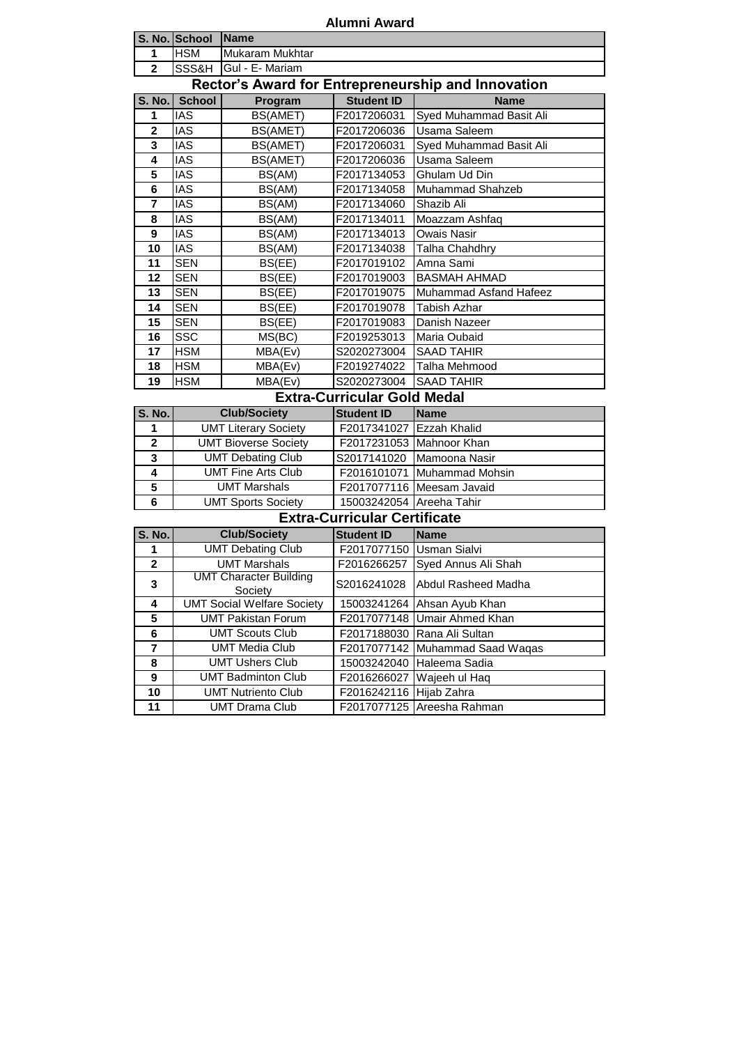## Alumni Award

| S. No. | School | Name |
|---|---|---|
| 1 | HSM | Mukaram Mukhtar |
| 2 | SSS&H | Gul - E- Mariam |

## Rector's Award for Entrepreneurship and Innovation

| S. No. | School | Program | Student ID | Name |
|---|---|---|---|---|
| 1 | IAS | BS(AMET) | F2017206031 | Syed Muhammad Basit Ali |
| 2 | IAS | BS(AMET) | F2017206036 | Usama Saleem |
| 3 | IAS | BS(AMET) | F2017206031 | Syed Muhammad Basit Ali |
| 4 | IAS | BS(AMET) | F2017206036 | Usama Saleem |
| 5 | IAS | BS(AM) | F2017134053 | Ghulam Ud Din |
| 6 | IAS | BS(AM) | F2017134058 | Muhammad Shahzeb |
| 7 | IAS | BS(AM) | F2017134060 | Shazib Ali |
| 8 | IAS | BS(AM) | F2017134011 | Moazzam Ashfaq |
| 9 | IAS | BS(AM) | F2017134013 | Owais Nasir |
| 10 | IAS | BS(AM) | F2017134038 | Talha Chahdhry |
| 11 | SEN | BS(EE) | F2017019102 | Amna Sami |
| 12 | SEN | BS(EE) | F2017019003 | BASMAH AHMAD |
| 13 | SEN | BS(EE) | F2017019075 | Muhammad Asfand Hafeez |
| 14 | SEN | BS(EE) | F2017019078 | Tabish Azhar |
| 15 | SEN | BS(EE) | F2017019083 | Danish Nazeer |
| 16 | SSC | MS(BC) | F2019253013 | Maria Oubaid |
| 17 | HSM | MBA(Ev) | S2020273004 | SAAD TAHIR |
| 18 | HSM | MBA(Ev) | F2019274022 | Talha Mehmood |
| 19 | HSM | MBA(Ev) | S2020273004 | SAAD TAHIR |

## Extra-Curricular Gold Medal

| S. No. | Club/Society | Student ID | Name |
|---|---|---|---|
| 1 | UMT Literary Society | F2017341027 | Ezzah Khalid |
| 2 | UMT Bioverse Society | F2017231053 | Mahnoor Khan |
| 3 | UMT Debating Club | S2017141020 | Mamoona Nasir |
| 4 | UMT Fine Arts Club | F2016101071 | Muhammad Mohsin |
| 5 | UMT Marshals | F2017077116 | Meesam Javaid |
| 6 | UMT Sports Society | 15003242054 | Areeha Tahir |

## Extra-Curricular Certificate

| S. No. | Club/Society | Student ID | Name |
|---|---|---|---|
| 1 | UMT Debating Club | F2017077150 | Usman Sialvi |
| 2 | UMT Marshals | F2016266257 | Syed Annus Ali Shah |
| 3 | UMT Character Building Society | S2016241028 | Abdul Rasheed Madha |
| 4 | UMT Social Welfare Society | 15003241264 | Ahsan Ayub Khan |
| 5 | UMT Pakistan Forum | F2017077148 | Umair Ahmed Khan |
| 6 | UMT Scouts Club | F2017188030 | Rana Ali Sultan |
| 7 | UMT Media Club | F2017077142 | Muhammad Saad Waqas |
| 8 | UMT Ushers Club | 15003242040 | Haleema Sadia |
| 9 | UMT Badminton Club | F2016266027 | Wajeeh ul Haq |
| 10 | UMT Nutriento Club | F2016242116 | Hijab Zahra |
| 11 | UMT Drama Club | F2017077125 | Areesha Rahman |